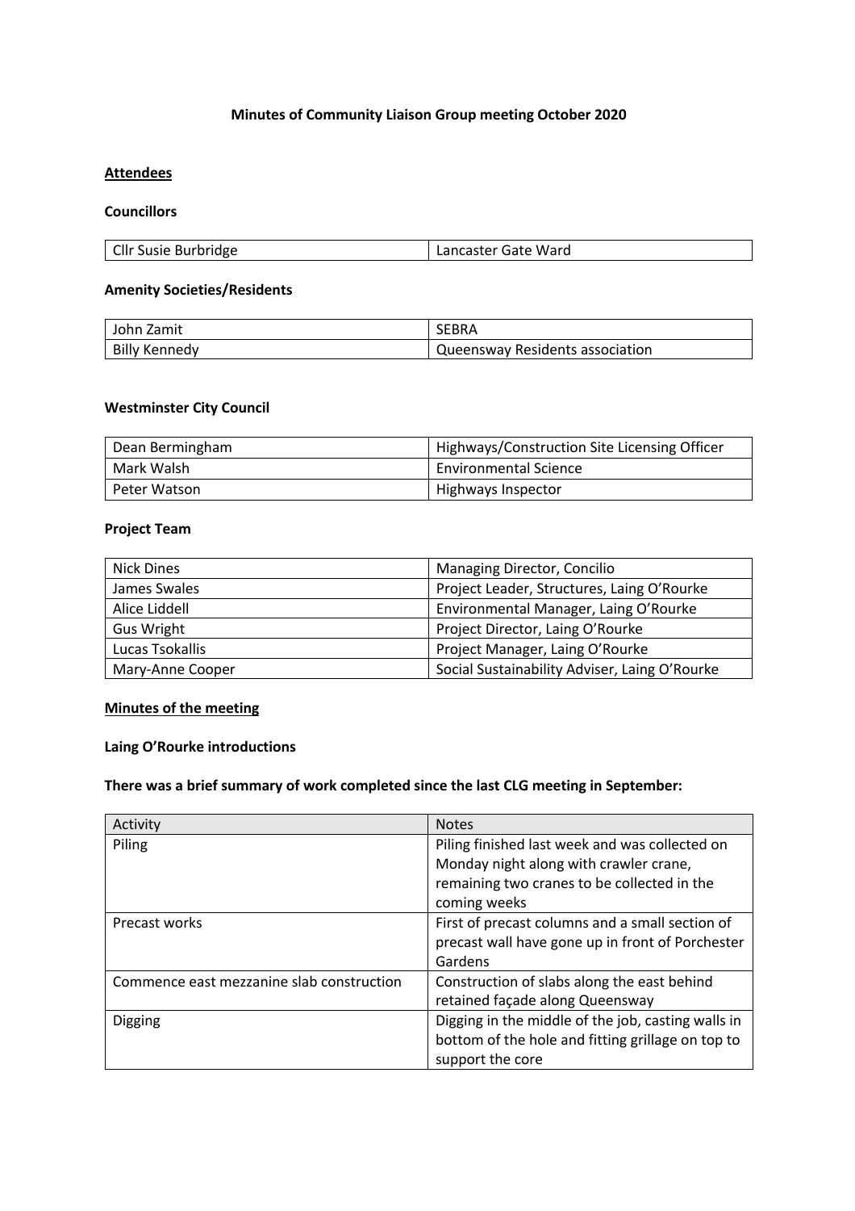**Minutes of Community Liaison Group meeting October 2020**

**Attendees**

**Councillors**

| Cllr Susie Burbridge | Lancaster Gate Ward |
|---|---|

**Amenity Societies/Residents**

| John Zamit | SEBRA |
|---|---|
| Billy Kennedy | Queensway Residents association |

**Westminster City Council**

| Dean Bermingham | Highways/Construction Site Licensing Officer |
|---|---|
| Mark Walsh | Environmental Science |
| Peter Watson | Highways Inspector |

**Project Team**

| Nick Dines | Managing Director, Concilio |
|---|---|
| James Swales | Project Leader, Structures, Laing O'Rourke |
| Alice Liddell | Environmental Manager, Laing O'Rourke |
| Gus Wright | Project Director, Laing O'Rourke |
| Lucas Tsokallis | Project Manager, Laing O'Rourke |
| Mary-Anne Cooper | Social Sustainability Adviser, Laing O'Rourke |

**Minutes of the meeting**

**Laing O'Rourke introductions**

**There was a brief summary of work completed since the last CLG meeting in September:**

| Activity | Notes |
|---|---|
| Piling | Piling finished last week and was collected on Monday night along with crawler crane, remaining two cranes to be collected in the coming weeks |
| Precast works | First of precast columns and a small section of precast wall have gone up in front of Porchester Gardens |
| Commence east mezzanine slab construction | Construction of slabs along the east behind retained façade along Queensway |
| Digging | Digging in the middle of the job, casting walls in bottom of the hole and fitting grillage on top to support the core |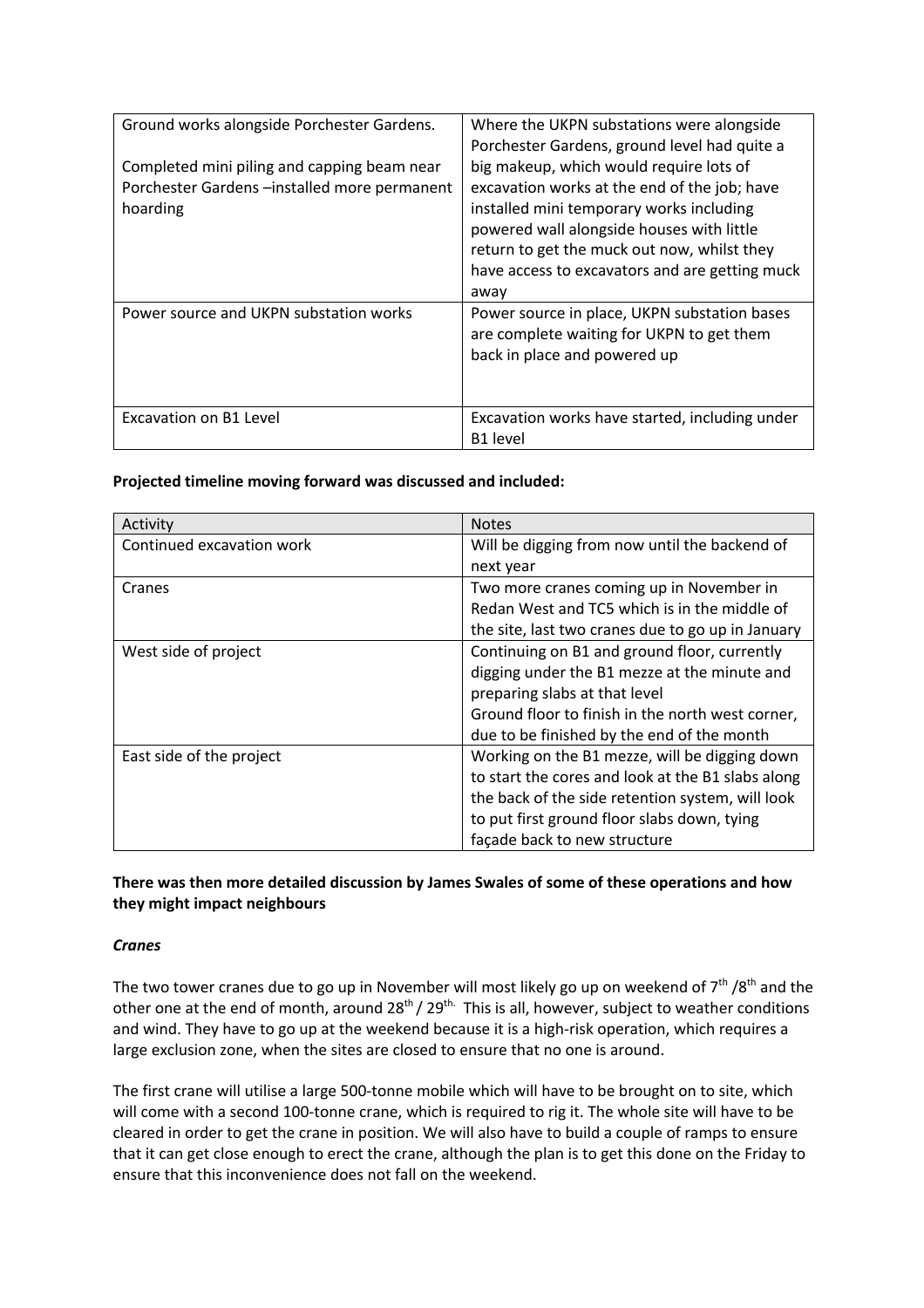| | |
|---|---|
| Ground works alongside Porchester Gardens.<br><br>Completed mini piling and capping beam near Porchester Gardens –installed more permanent hoarding | Where the UKPN substations were alongside Porchester Gardens, ground level had quite a big makeup, which would require lots of excavation works at the end of the job; have installed mini temporary works including powered wall alongside houses with little return to get the muck out now, whilst they have access to excavators and are getting muck away |
| Power source and UKPN substation works | Power source in place, UKPN substation bases are complete waiting for UKPN to get them back in place and powered up |
| Excavation on B1 Level | Excavation works have started, including under B1 level |

**Projected timeline moving forward was discussed and included:**

| Activity | Notes |
|---|---|
| Continued excavation work | Will be digging from now until the backend of next year |
| Cranes | Two more cranes coming up in November in Redan West and TC5 which is in the middle of the site, last two cranes due to go up in January |
| West side of project | Continuing on B1 and ground floor, currently digging under the B1 mezze at the minute and preparing slabs at that level<br>Ground floor to finish in the north west corner, due to be finished by the end of the month |
| East side of the project | Working on the B1 mezze, will be digging down to start the cores and look at the B1 slabs along the back of the side retention system, will look to put first ground floor slabs down, tying façade back to new structure |

**There was then more detailed discussion by James Swales of some of these operations and how they might impact neighbours**

***Cranes***

The two tower cranes due to go up in November will most likely go up on weekend of 7th /8th and the other one at the end of month, around 28th / 29th. This is all, however, subject to weather conditions and wind. They have to go up at the weekend because it is a high-risk operation, which requires a large exclusion zone, when the sites are closed to ensure that no one is around.

The first crane will utilise a large 500-tonne mobile which will have to be brought on to site, which will come with a second 100-tonne crane, which is required to rig it. The whole site will have to be cleared in order to get the crane in position. We will also have to build a couple of ramps to ensure that it can get close enough to erect the crane, although the plan is to get this done on the Friday to ensure that this inconvenience does not fall on the weekend.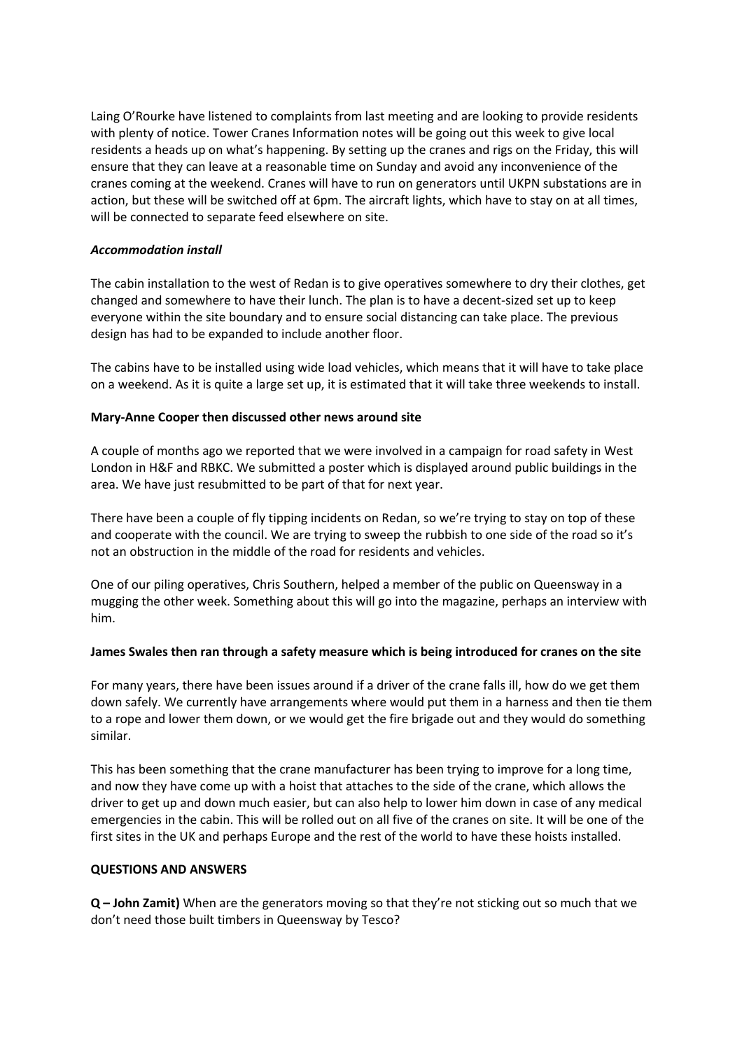Laing O'Rourke have listened to complaints from last meeting and are looking to provide residents with plenty of notice. Tower Cranes Information notes will be going out this week to give local residents a heads up on what's happening. By setting up the cranes and rigs on the Friday, this will ensure that they can leave at a reasonable time on Sunday and avoid any inconvenience of the cranes coming at the weekend. Cranes will have to run on generators until UKPN substations are in action, but these will be switched off at 6pm. The aircraft lights, which have to stay on at all times, will be connected to separate feed elsewhere on site.

***Accommodation install***

The cabin installation to the west of Redan is to give operatives somewhere to dry their clothes, get changed and somewhere to have their lunch. The plan is to have a decent-sized set up to keep everyone within the site boundary and to ensure social distancing can take place. The previous design has had to be expanded to include another floor.

The cabins have to be installed using wide load vehicles, which means that it will have to take place on a weekend. As it is quite a large set up, it is estimated that it will take three weekends to install.

**Mary-Anne Cooper then discussed other news around site**

A couple of months ago we reported that we were involved in a campaign for road safety in West London in H&F and RBKC. We submitted a poster which is displayed around public buildings in the area. We have just resubmitted to be part of that for next year.

There have been a couple of fly tipping incidents on Redan, so we're trying to stay on top of these and cooperate with the council. We are trying to sweep the rubbish to one side of the road so it's not an obstruction in the middle of the road for residents and vehicles.

One of our piling operatives, Chris Southern, helped a member of the public on Queensway in a mugging the other week. Something about this will go into the magazine, perhaps an interview with him.

**James Swales then ran through a safety measure which is being introduced for cranes on the site**

For many years, there have been issues around if a driver of the crane falls ill, how do we get them down safely. We currently have arrangements where would put them in a harness and then tie them to a rope and lower them down, or we would get the fire brigade out and they would do something similar.

This has been something that the crane manufacturer has been trying to improve for a long time, and now they have come up with a hoist that attaches to the side of the crane, which allows the driver to get up and down much easier, but can also help to lower him down in case of any medical emergencies in the cabin. This will be rolled out on all five of the cranes on site. It will be one of the first sites in the UK and perhaps Europe and the rest of the world to have these hoists installed.

**QUESTIONS AND ANSWERS**

**Q – John Zamit)** When are the generators moving so that they're not sticking out so much that we don't need those built timbers in Queensway by Tesco?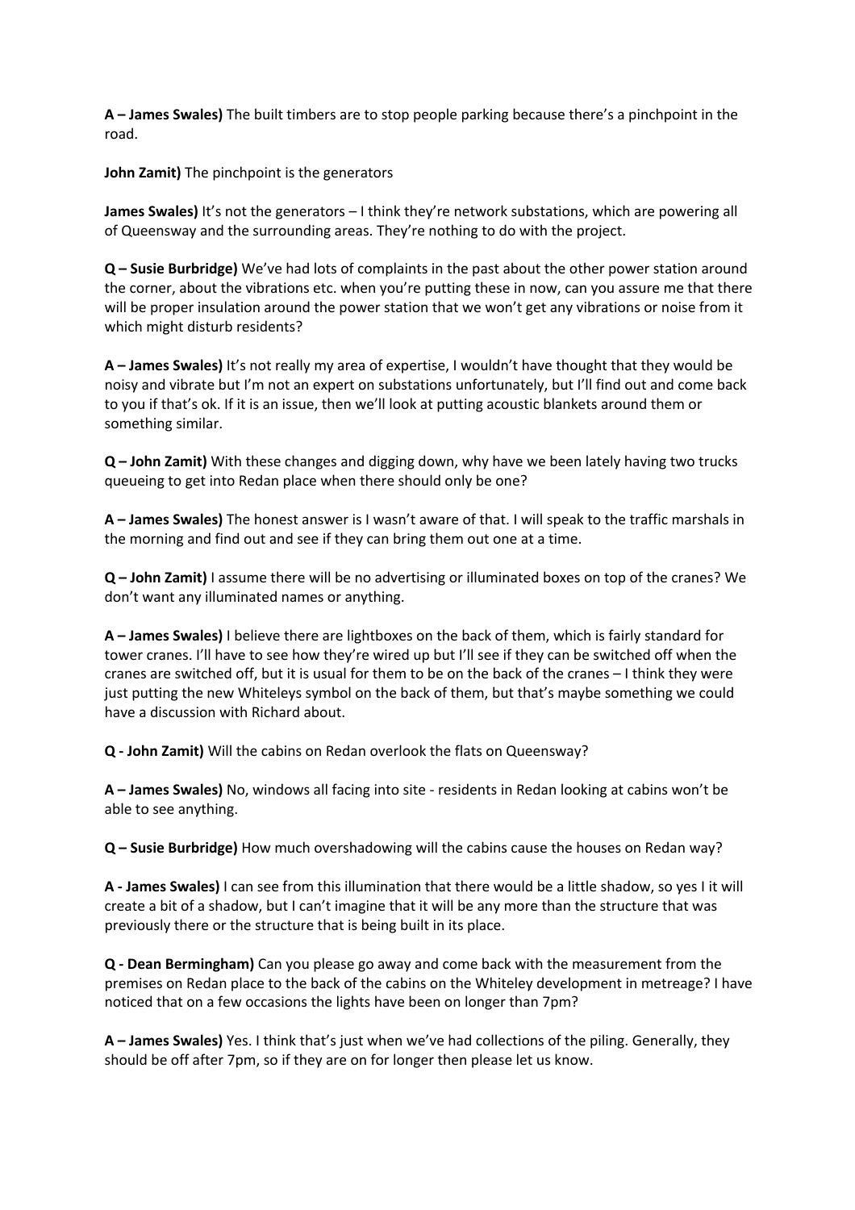**A – James Swales)** The built timbers are to stop people parking because there's a pinchpoint in the road.

**John Zamit)** The pinchpoint is the generators

**James Swales)** It's not the generators – I think they're network substations, which are powering all of Queensway and the surrounding areas. They're nothing to do with the project.

**Q – Susie Burbridge)** We've had lots of complaints in the past about the other power station around the corner, about the vibrations etc. when you're putting these in now, can you assure me that there will be proper insulation around the power station that we won't get any vibrations or noise from it which might disturb residents?

**A – James Swales)** It's not really my area of expertise, I wouldn't have thought that they would be noisy and vibrate but I'm not an expert on substations unfortunately, but I'll find out and come back to you if that's ok. If it is an issue, then we'll look at putting acoustic blankets around them or something similar.

**Q – John Zamit)** With these changes and digging down, why have we been lately having two trucks queueing to get into Redan place when there should only be one?

**A – James Swales)** The honest answer is I wasn't aware of that. I will speak to the traffic marshals in the morning and find out and see if they can bring them out one at a time.

**Q – John Zamit)** I assume there will be no advertising or illuminated boxes on top of the cranes? We don't want any illuminated names or anything.

**A – James Swales)** I believe there are lightboxes on the back of them, which is fairly standard for tower cranes. I'll have to see how they're wired up but I'll see if they can be switched off when the cranes are switched off, but it is usual for them to be on the back of the cranes – I think they were just putting the new Whiteleys symbol on the back of them, but that's maybe something we could have a discussion with Richard about.

**Q - John Zamit)** Will the cabins on Redan overlook the flats on Queensway?

**A – James Swales)** No, windows all facing into site - residents in Redan looking at cabins won't be able to see anything.

**Q – Susie Burbridge)** How much overshadowing will the cabins cause the houses on Redan way?

**A - James Swales)** I can see from this illumination that there would be a little shadow, so yes I it will create a bit of a shadow, but I can't imagine that it will be any more than the structure that was previously there or the structure that is being built in its place.

**Q - Dean Bermingham)** Can you please go away and come back with the measurement from the premises on Redan place to the back of the cabins on the Whiteley development in metreage? I have noticed that on a few occasions the lights have been on longer than 7pm?

**A – James Swales)** Yes. I think that's just when we've had collections of the piling. Generally, they should be off after 7pm, so if they are on for longer then please let us know.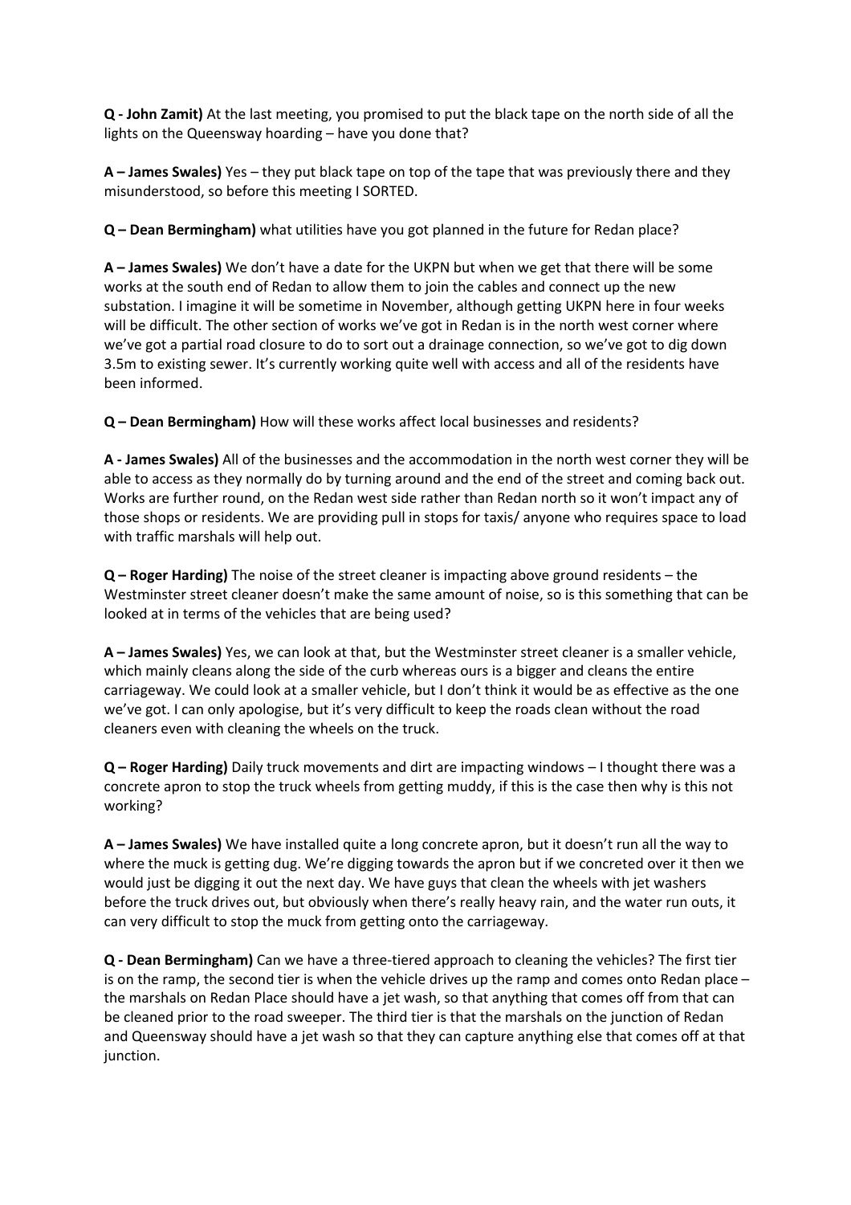**Q - John Zamit)** At the last meeting, you promised to put the black tape on the north side of all the lights on the Queensway hoarding – have you done that?

**A – James Swales)** Yes – they put black tape on top of the tape that was previously there and they misunderstood, so before this meeting I SORTED.

**Q – Dean Bermingham)** what utilities have you got planned in the future for Redan place?

**A – James Swales)** We don't have a date for the UKPN but when we get that there will be some works at the south end of Redan to allow them to join the cables and connect up the new substation. I imagine it will be sometime in November, although getting UKPN here in four weeks will be difficult. The other section of works we've got in Redan is in the north west corner where we've got a partial road closure to do to sort out a drainage connection, so we've got to dig down 3.5m to existing sewer. It's currently working quite well with access and all of the residents have been informed.

**Q – Dean Bermingham)** How will these works affect local businesses and residents?

**A - James Swales)** All of the businesses and the accommodation in the north west corner they will be able to access as they normally do by turning around and the end of the street and coming back out. Works are further round, on the Redan west side rather than Redan north so it won't impact any of those shops or residents. We are providing pull in stops for taxis/ anyone who requires space to load with traffic marshals will help out.

**Q – Roger Harding)** The noise of the street cleaner is impacting above ground residents – the Westminster street cleaner doesn't make the same amount of noise, so is this something that can be looked at in terms of the vehicles that are being used?

**A – James Swales)** Yes, we can look at that, but the Westminster street cleaner is a smaller vehicle, which mainly cleans along the side of the curb whereas ours is a bigger and cleans the entire carriageway. We could look at a smaller vehicle, but I don't think it would be as effective as the one we've got. I can only apologise, but it's very difficult to keep the roads clean without the road cleaners even with cleaning the wheels on the truck.

**Q – Roger Harding)** Daily truck movements and dirt are impacting windows – I thought there was a concrete apron to stop the truck wheels from getting muddy, if this is the case then why is this not working?

**A – James Swales)** We have installed quite a long concrete apron, but it doesn't run all the way to where the muck is getting dug. We're digging towards the apron but if we concreted over it then we would just be digging it out the next day. We have guys that clean the wheels with jet washers before the truck drives out, but obviously when there's really heavy rain, and the water run outs, it can very difficult to stop the muck from getting onto the carriageway.

**Q - Dean Bermingham)** Can we have a three-tiered approach to cleaning the vehicles? The first tier is on the ramp, the second tier is when the vehicle drives up the ramp and comes onto Redan place – the marshals on Redan Place should have a jet wash, so that anything that comes off from that can be cleaned prior to the road sweeper. The third tier is that the marshals on the junction of Redan and Queensway should have a jet wash so that they can capture anything else that comes off at that junction.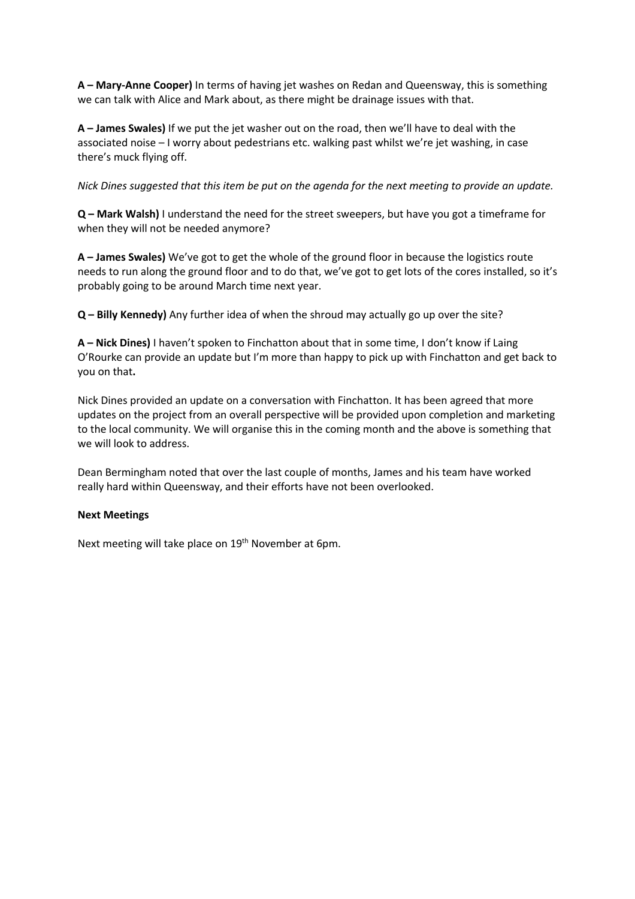**A – Mary-Anne Cooper)** In terms of having jet washes on Redan and Queensway, this is something we can talk with Alice and Mark about, as there might be drainage issues with that.

**A – James Swales)** If we put the jet washer out on the road, then we'll have to deal with the associated noise – I worry about pedestrians etc. walking past whilst we're jet washing, in case there's muck flying off.

*Nick Dines suggested that this item be put on the agenda for the next meeting to provide an update.*

**Q – Mark Walsh)** I understand the need for the street sweepers, but have you got a timeframe for when they will not be needed anymore?

**A – James Swales)** We've got to get the whole of the ground floor in because the logistics route needs to run along the ground floor and to do that, we've got to get lots of the cores installed, so it's probably going to be around March time next year.

**Q – Billy Kennedy)** Any further idea of when the shroud may actually go up over the site?

**A – Nick Dines)** I haven't spoken to Finchatton about that in some time, I don't know if Laing O'Rourke can provide an update but I'm more than happy to pick up with Finchatton and get back to you on that**.**

Nick Dines provided an update on a conversation with Finchatton. It has been agreed that more updates on the project from an overall perspective will be provided upon completion and marketing to the local community. We will organise this in the coming month and the above is something that we will look to address.

Dean Bermingham noted that over the last couple of months, James and his team have worked really hard within Queensway, and their efforts have not been overlooked.

**Next Meetings**

Next meeting will take place on 19th November at 6pm.